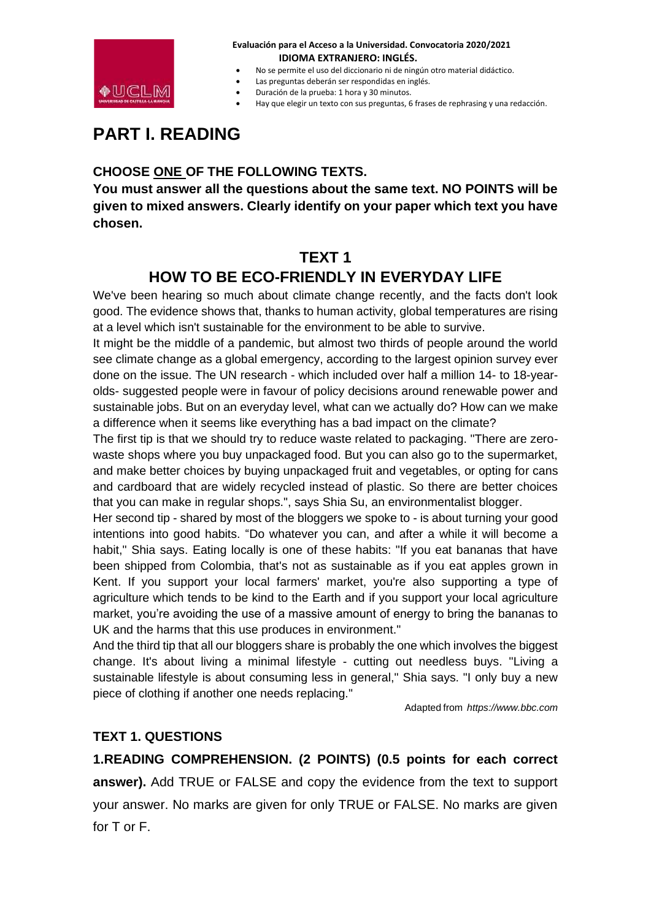**Evaluación para el Acceso a la Universidad. Convocatoria 2020/2021**
**IDIOMA EXTRANJERO: INGLÉS.**

- No se permite el uso del diccionario ni de ningún otro material didáctico.
- Las preguntas deberán ser respondidas en inglés.
- Duración de la prueba: 1 hora y 30 minutos.
- Hay que elegir un texto con sus preguntas, 6 frases de rephrasing y una redacción.

# PART I. READING

**CHOOSE ONE OF THE FOLLOWING TEXTS.**

**You must answer all the questions about the same text. NO POINTS will be given to mixed answers. Clearly identify on your paper which text you have chosen.**

## TEXT 1

## HOW TO BE ECO-FRIENDLY IN EVERYDAY LIFE

We've been hearing so much about climate change recently, and the facts don't look good. The evidence shows that, thanks to human activity, global temperatures are rising at a level which isn't sustainable for the environment to be able to survive.

It might be the middle of a pandemic, but almost two thirds of people around the world see climate change as a global emergency, according to the largest opinion survey ever done on the issue. The UN research - which included over half a million 14- to 18-year-olds- suggested people were in favour of policy decisions around renewable power and sustainable jobs. But on an everyday level, what can we actually do? How can we make a difference when it seems like everything has a bad impact on the climate?

The first tip is that we should try to reduce waste related to packaging. "There are zero-waste shops where you buy unpackaged food. But you can also go to the supermarket, and make better choices by buying unpackaged fruit and vegetables, or opting for cans and cardboard that are widely recycled instead of plastic. So there are better choices that you can make in regular shops.", says Shia Su, an environmentalist blogger.

Her second tip - shared by most of the bloggers we spoke to - is about turning your good intentions into good habits. "Do whatever you can, and after a while it will become a habit," Shia says. Eating locally is one of these habits: "If you eat bananas that have been shipped from Colombia, that's not as sustainable as if you eat apples grown in Kent. If you support your local farmers' market, you're also supporting a type of agriculture which tends to be kind to the Earth and if you support your local agriculture market, you're avoiding the use of a massive amount of energy to bring the bananas to UK and the harms that this use produces in environment."

And the third tip that all our bloggers share is probably the one which involves the biggest change. It's about living a minimal lifestyle - cutting out needless buys. "Living a sustainable lifestyle is about consuming less in general," Shia says. "I only buy a new piece of clothing if another one needs replacing."

Adapted from *https://www.bbc.com*

### TEXT 1. QUESTIONS

**1.READING COMPREHENSION. (2 POINTS) (0.5 points for each correct answer).** Add TRUE or FALSE and copy the evidence from the text to support your answer. No marks are given for only TRUE or FALSE. No marks are given for T or F.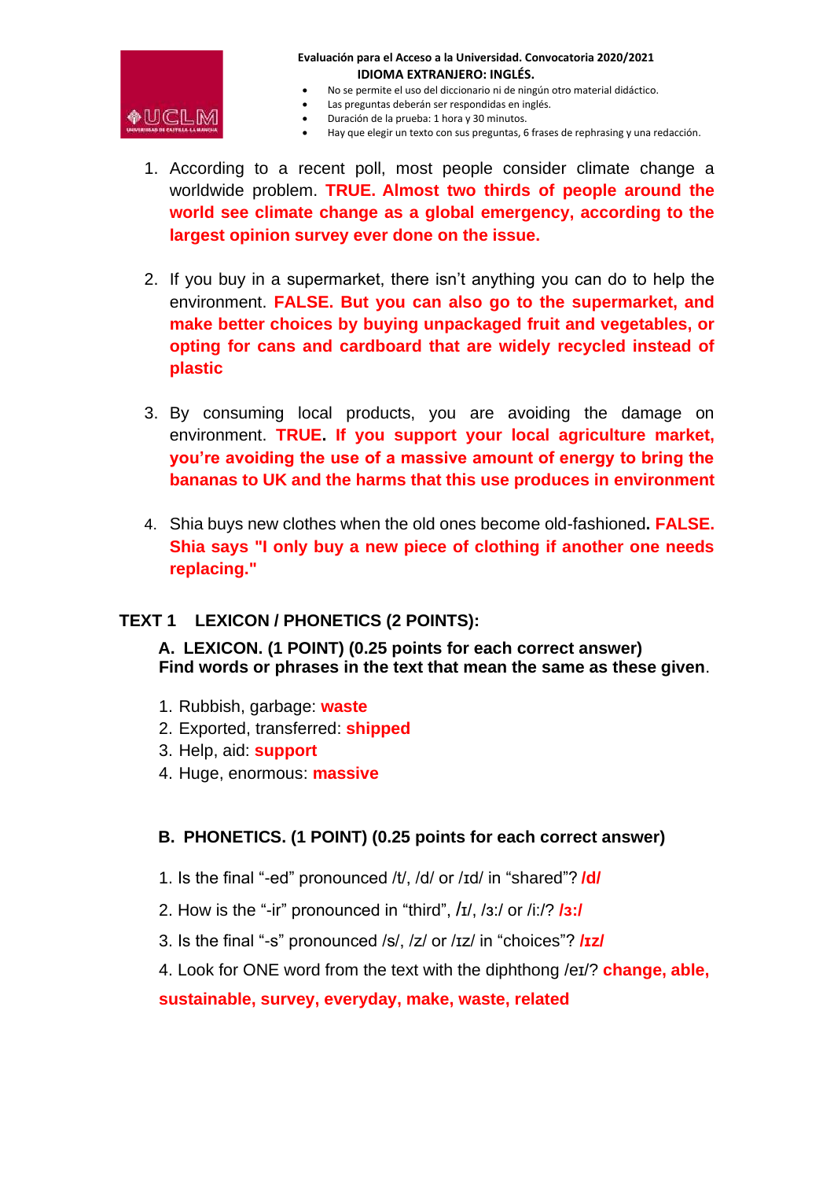1. According to a recent poll, most people consider climate change a worldwide problem. **TRUE. Almost two thirds of people around the world see climate change as a global emergency, according to the largest opinion survey ever done on the issue.**

2. If you buy in a supermarket, there isn't anything you can do to help the environment. **FALSE. But you can also go to the supermarket, and make better choices by buying unpackaged fruit and vegetables, or opting for cans and cardboard that are widely recycled instead of plastic**

3. By consuming local products, you are avoiding the damage on environment. **TRUE. If you support your local agriculture market, you're avoiding the use of a massive amount of energy to bring the bananas to UK and the harms that this use produces in environment**

4. Shia buys new clothes when the old ones become old-fashioned. **FALSE. Shia says "I only buy a new piece of clothing if another one needs replacing."**

## TEXT 1 LEXICON / PHONETICS (2 POINTS):

### A. LEXICON. (1 POINT) (0.25 points for each correct answer)
**Find words or phrases in the text that mean the same as these given.**

1. Rubbish, garbage: **waste**
2. Exported, transferred: **shipped**
3. Help, aid: **support**
4. Huge, enormous: **massive**

### B. PHONETICS. (1 POINT) (0.25 points for each correct answer)

1. Is the final "-ed" pronounced /t/, /d/ or /ɪd/ in "shared"? **/d/**
2. How is the "-ir" pronounced in "third", /ɪ/, /ɜː/ or /iː/? **/ɜː/**
3. Is the final "-s" pronounced /s/, /z/ or /ɪz/ in "choices"? **/ɪz/**
4. Look for ONE word from the text with the diphthong /eɪ/? **change, able, sustainable, survey, everyday, make, waste, related**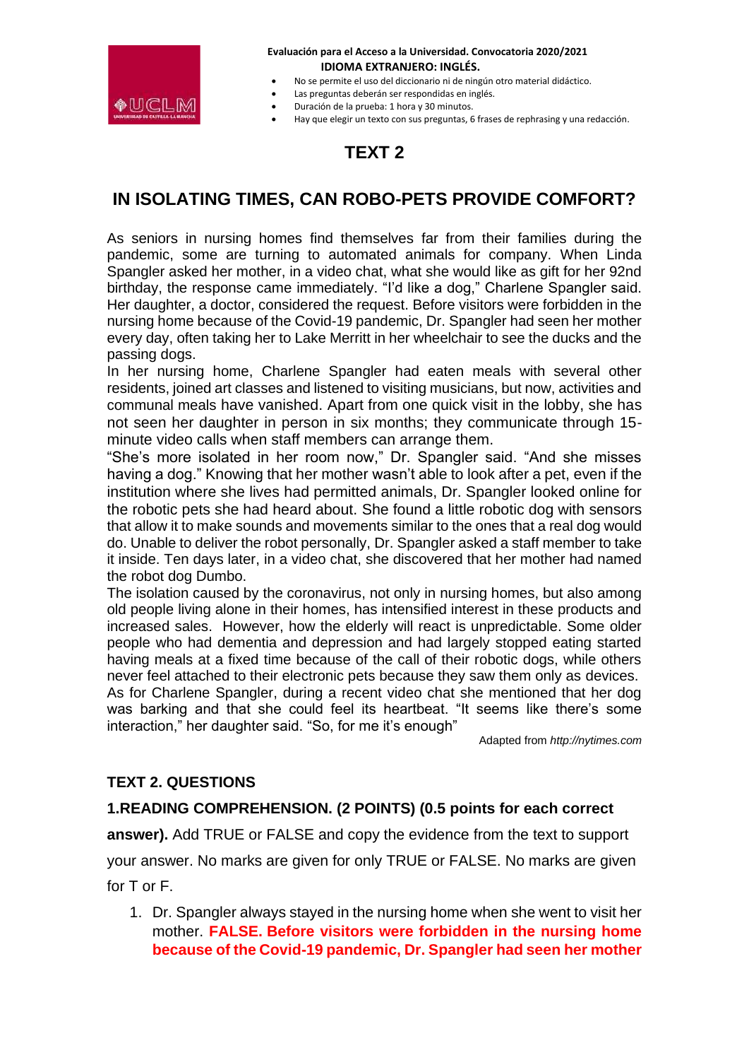**Evaluación para el Acceso a la Universidad. Convocatoria 2020/2021**
**IDIOMA EXTRANJERO: INGLÉS.**

- No se permite el uso del diccionario ni de ningún otro material didáctico.
- Las preguntas deberán ser respondidas en inglés.
- Duración de la prueba: 1 hora y 30 minutos.
- Hay que elegir un texto con sus preguntas, 6 frases de rephrasing y una redacción.

# TEXT 2

## IN ISOLATING TIMES, CAN ROBO-PETS PROVIDE COMFORT?

As seniors in nursing homes find themselves far from their families during the pandemic, some are turning to automated animals for company. When Linda Spangler asked her mother, in a video chat, what she would like as gift for her 92nd birthday, the response came immediately. "I'd like a dog," Charlene Spangler said. Her daughter, a doctor, considered the request. Before visitors were forbidden in the nursing home because of the Covid-19 pandemic, Dr. Spangler had seen her mother every day, often taking her to Lake Merritt in her wheelchair to see the ducks and the passing dogs.

In her nursing home, Charlene Spangler had eaten meals with several other residents, joined art classes and listened to visiting musicians, but now, activities and communal meals have vanished. Apart from one quick visit in the lobby, she has not seen her daughter in person in six months; they communicate through 15-minute video calls when staff members can arrange them.

"She's more isolated in her room now," Dr. Spangler said. "And she misses having a dog." Knowing that her mother wasn't able to look after a pet, even if the institution where she lives had permitted animals, Dr. Spangler looked online for the robotic pets she had heard about. She found a little robotic dog with sensors that allow it to make sounds and movements similar to the ones that a real dog would do. Unable to deliver the robot personally, Dr. Spangler asked a staff member to take it inside. Ten days later, in a video chat, she discovered that her mother had named the robot dog Dumbo.

The isolation caused by the coronavirus, not only in nursing homes, but also among old people living alone in their homes, has intensified interest in these products and increased sales. However, how the elderly will react is unpredictable. Some older people who had dementia and depression and had largely stopped eating started having meals at a fixed time because of the call of their robotic dogs, while others never feel attached to their electronic pets because they saw them only as devices.

As for Charlene Spangler, during a recent video chat she mentioned that her dog was barking and that she could feel its heartbeat. "It seems like there's some interaction," her daughter said. "So, for me it's enough"

Adapted from *http://nytimes.com*

### TEXT 2. QUESTIONS

**1.READING COMPREHENSION. (2 POINTS) (0.5 points for each correct answer).** Add TRUE or FALSE and copy the evidence from the text to support your answer. No marks are given for only TRUE or FALSE. No marks are given for T or F.

1. Dr. Spangler always stayed in the nursing home when she went to visit her mother. **FALSE. Before visitors were forbidden in the nursing home because of the Covid-19 pandemic, Dr. Spangler had seen her mother**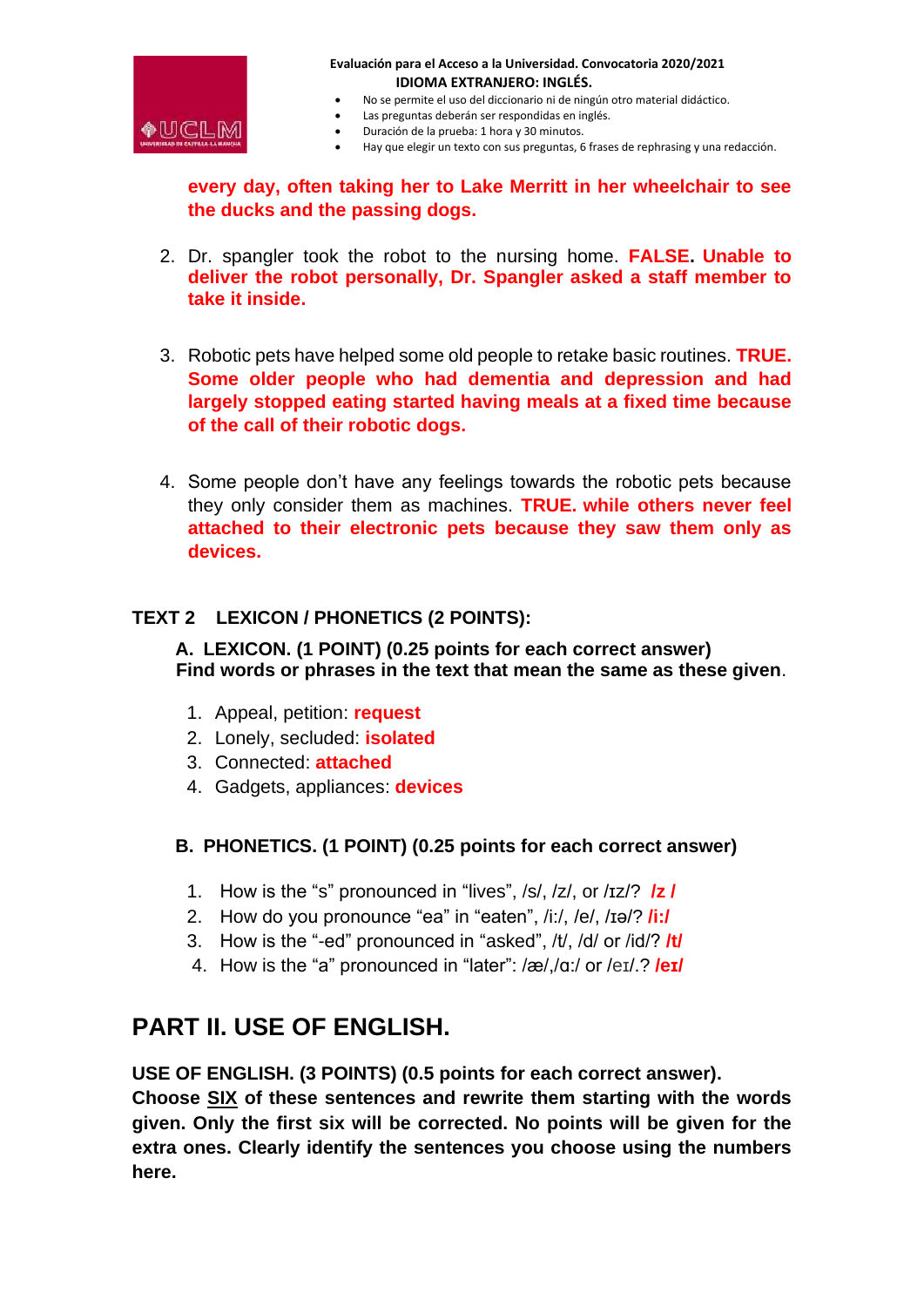**every day, often taking her to Lake Merritt in her wheelchair to see the ducks and the passing dogs.**

2. Dr. spangler took the robot to the nursing home. **FALSE. Unable to deliver the robot personally, Dr. Spangler asked a staff member to take it inside.**

3. Robotic pets have helped some old people to retake basic routines. **TRUE. Some older people who had dementia and depression and had largely stopped eating started having meals at a fixed time because of the call of their robotic dogs.**

4. Some people don't have any feelings towards the robotic pets because they only consider them as machines. **TRUE. while others never feel attached to their electronic pets because they saw them only as devices.**

## TEXT 2 LEXICON / PHONETICS (2 POINTS):

**A. LEXICON. (1 POINT) (0.25 points for each correct answer)**
**Find words or phrases in the text that mean the same as these given**.

1. Appeal, petition: **request**
2. Lonely, secluded: **isolated**
3. Connected: **attached**
4. Gadgets, appliances: **devices**

**B. PHONETICS. (1 POINT) (0.25 points for each correct answer)**

1. How is the "s" pronounced in "lives", /s/, /z/, or /ɪz/? **/z /**
2. How do you pronounce "ea" in "eaten", /iː/, /e/, /ɪə/? **/iː/**
3. How is the "-ed" pronounced in "asked", /t/, /d/ or /id/? **/t/**
4. How is the "a" pronounced in "later": /æ/,/ɑː/ or /eɪ/.? **/eɪ/**

# PART II. USE OF ENGLISH.

**USE OF ENGLISH. (3 POINTS) (0.5 points for each correct answer).**
**Choose SIX of these sentences and rewrite them starting with the words given. Only the first six will be corrected. No points will be given for the extra ones. Clearly identify the sentences you choose using the numbers here.**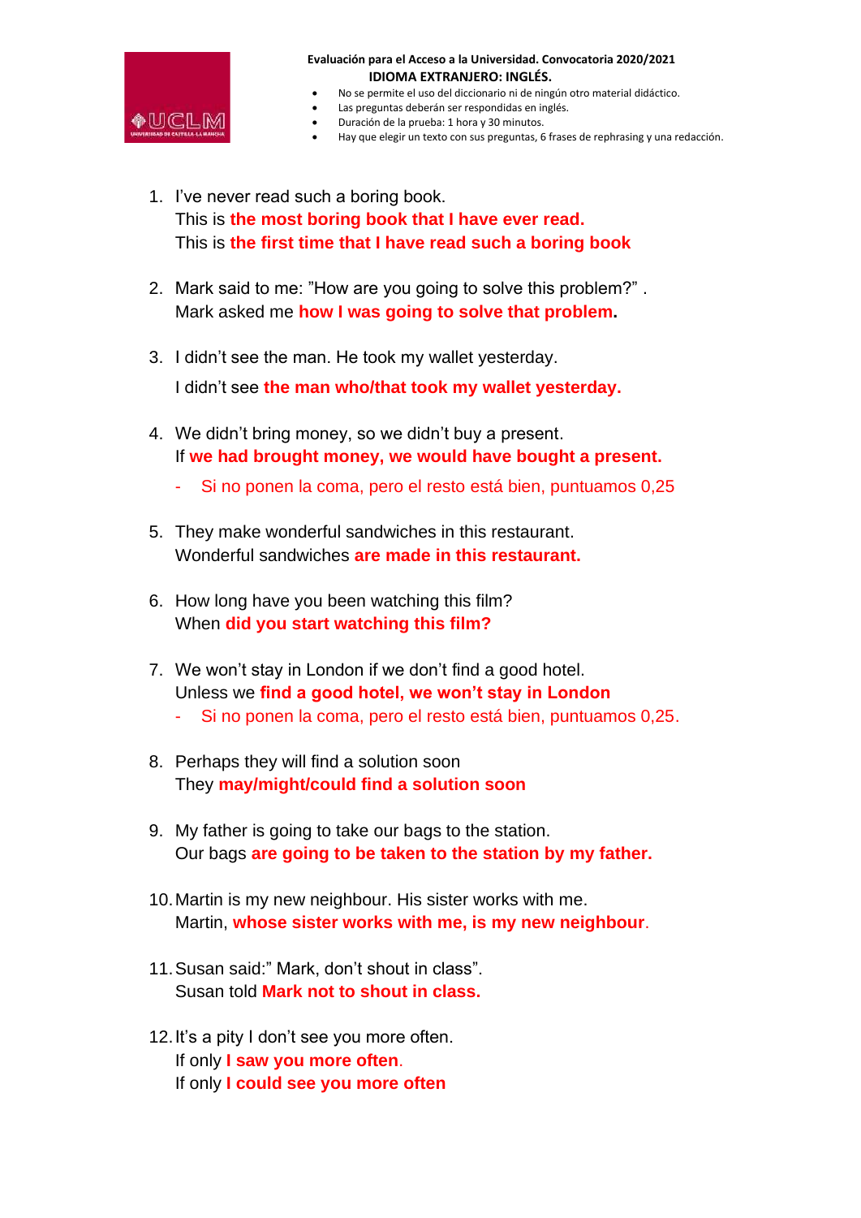**Evaluación para el Acceso a la Universidad. Convocatoria 2020/2021**
**IDIOMA EXTRANJERO: INGLÉS.**

- No se permite el uso del diccionario ni de ningún otro material didáctico.
- Las preguntas deberán ser respondidas en inglés.
- Duración de la prueba: 1 hora y 30 minutos.
- Hay que elegir un texto con sus preguntas, 6 frases de rephrasing y una redacción.

1. I've never read such a boring book.
   This is **the most boring book that I have ever read.**
   This is **the first time that I have read such a boring book**

2. Mark said to me: "How are you going to solve this problem?" .
   Mark asked me **how I was going to solve that problem.**

3. I didn't see the man. He took my wallet yesterday.
   I didn't see **the man who/that took my wallet yesterday.**

4. We didn't bring money, so we didn't buy a present.
   If **we had brought money, we would have bought a present.**
   - Si no ponen la coma, pero el resto está bien, puntuamos 0,25

5. They make wonderful sandwiches in this restaurant.
   Wonderful sandwiches **are made in this restaurant.**

6. How long have you been watching this film?
   When **did you start watching this film?**

7. We won't stay in London if we don't find a good hotel.
   Unless we **find a good hotel, we won't stay in London**
   - Si no ponen la coma, pero el resto está bien, puntuamos 0,25.

8. Perhaps they will find a solution soon
   They **may/might/could find a solution soon**

9. My father is going to take our bags to the station.
   Our bags **are going to be taken to the station by my father.**

10. Martin is my new neighbour. His sister works with me.
    Martin, **whose sister works with me, is my new neighbour**.

11. Susan said:" Mark, don't shout in class".
    Susan told **Mark not to shout in class.**

12. It's a pity I don't see you more often.
    If only **I saw you more often**.
    If only **I could see you more often**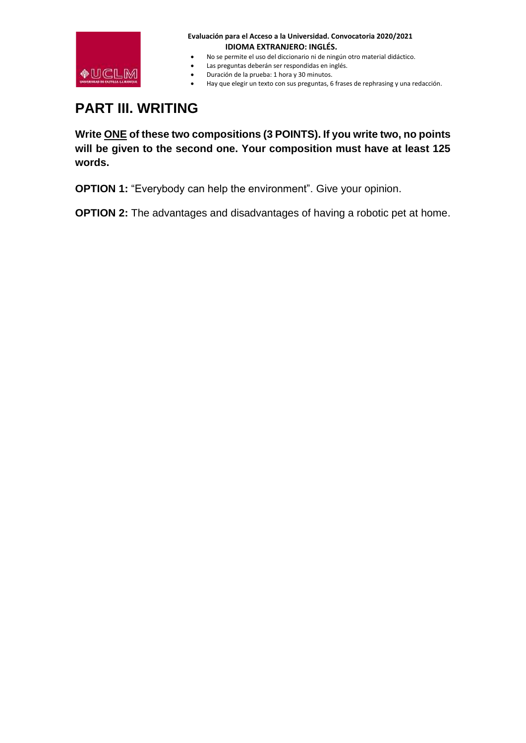**Evaluación para el Acceso a la Universidad. Convocatoria 2020/2021**
**IDIOMA EXTRANJERO: INGLÉS.**

- No se permite el uso del diccionario ni de ningún otro material didáctico.
- Las preguntas deberán ser respondidas en inglés.
- Duración de la prueba: 1 hora y 30 minutos.
- Hay que elegir un texto con sus preguntas, 6 frases de rephrasing y una redacción.

# PART III. WRITING

**Write ONE of these two compositions (3 POINTS). If you write two, no points will be given to the second one. Your composition must have at least 125 words.**

**OPTION 1:** "Everybody can help the environment". Give your opinion.

**OPTION 2:** The advantages and disadvantages of having a robotic pet at home.